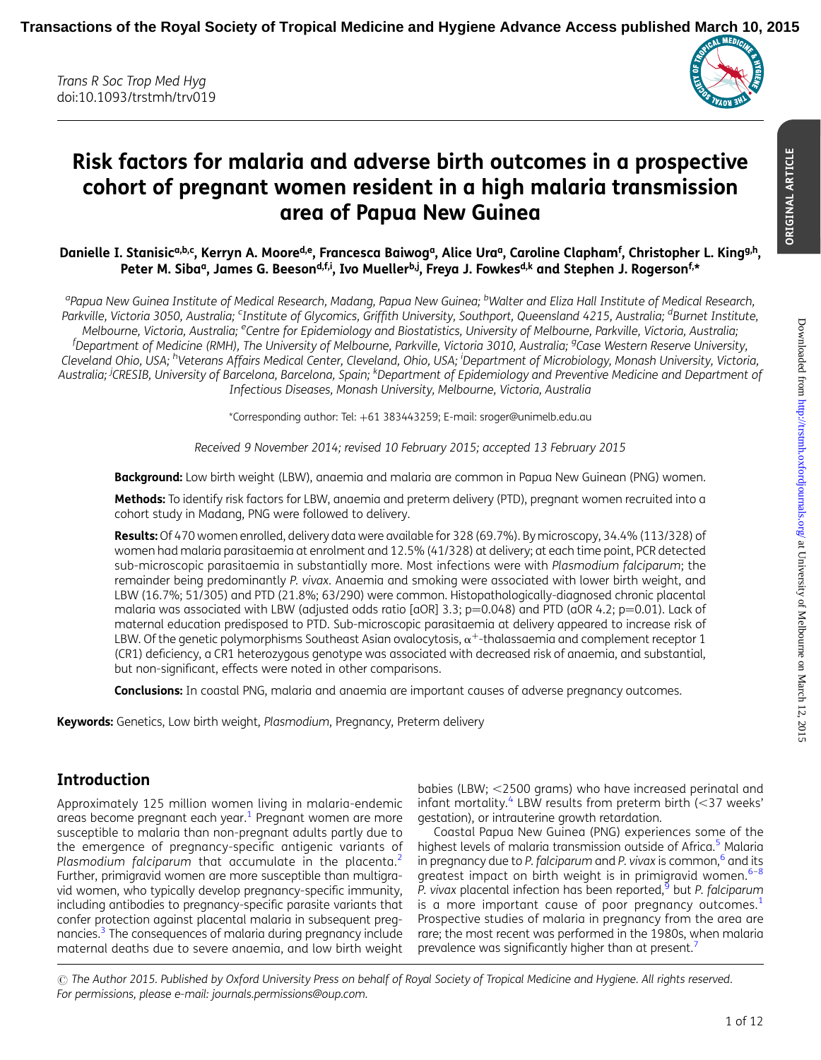# Risk factors for malaria and adverse birth outcomes in a prospective cohort of pregnant women resident in a high malaria transmission area of Papua New Guinea

**Danielle I. Stanisic[a,b,c], Kerryn A. Moore[d,e], Francesca Baiwog[a], Alice Ura[a], Caroline Clapham[f], Christopher L. King[g,h], Peter M. Siba[a], James G. Beeson[d,f,i], Ivo Mueller[b,j], Freya J. Fowkes[d,k] and Stephen J. Rogerson[f,*]**

[a]Papua New Guinea Institute of Medical Research, Madang, Papua New Guinea; [b]Walter and Eliza Hall Institute of Medical Research, Parkville, Victoria 3050, Australia; [c]Institute of Glycomics, Griffith University, Southport, Queensland 4215, Australia; [d]Burnet Institute, Melbourne, Victoria, Australia; [e]Centre for Epidemiology and Biostatistics, University of Melbourne, Parkville, Victoria, Australia; [f]Department of Medicine (RMH), The University of Melbourne, Parkville, Victoria 3010, Australia; [g]Case Western Reserve University, Cleveland Ohio, USA; [h]Veterans Affairs Medical Center, Cleveland, Ohio, USA; [i]Department of Microbiology, Monash University, Victoria, Australia; [j]CRESIB, University of Barcelona, Barcelona, Spain; [k]Department of Epidemiology and Preventive Medicine and Department of Infectious Diseases, Monash University, Melbourne, Victoria, Australia

*Corresponding author: Tel: +61 383443259; E-mail: sroger@unimelb.edu.au

*Received 9 November 2014; revised 10 February 2015; accepted 13 February 2015*

**Background:** Low birth weight (LBW), anaemia and malaria are common in Papua New Guinean (PNG) women.

**Methods:** To identify risk factors for LBW, anaemia and preterm delivery (PTD), pregnant women recruited into a cohort study in Madang, PNG were followed to delivery.

**Results:** Of 470 women enrolled, delivery data were available for 328 (69.7%). By microscopy, 34.4% (113/328) of women had malaria parasitaemia at enrolment and 12.5% (41/328) at delivery; at each time point, PCR detected sub-microscopic parasitaemia in substantially more. Most infections were with *Plasmodium falciparum*; the remainder being predominantly *P. vivax*. Anaemia and smoking were associated with lower birth weight, and LBW (16.7%; 51/305) and PTD (21.8%; 63/290) were common. Histopathologically-diagnosed chronic placental malaria was associated with LBW (adjusted odds ratio [aOR] 3.3; p=0.048) and PTD (aOR 4.2; p=0.01). Lack of maternal education predisposed to PTD. Sub-microscopic parasitaemia at delivery appeared to increase risk of LBW. Of the genetic polymorphisms Southeast Asian ovalocytosis, $\alpha^{+}$-thalassaemia and complement receptor 1 (CR1) deficiency, a CR1 heterozygous genotype was associated with decreased risk of anaemia, and substantial, but non-significant, effects were noted in other comparisons.

**Conclusions:** In coastal PNG, malaria and anaemia are important causes of adverse pregnancy outcomes.

**Keywords:** Genetics, Low birth weight, *Plasmodium*, Pregnancy, Preterm delivery

## Introduction

Approximately 125 million women living in malaria-endemic areas become pregnant each year.[1] Pregnant women are more susceptible to malaria than non-pregnant adults partly due to the emergence of pregnancy-specific antigenic variants of *Plasmodium falciparum* that accumulate in the placenta.[2] Further, primigravid women are more susceptible than multigravid women, who typically develop pregnancy-specific immunity, including antibodies to pregnancy-specific parasite variants that confer protection against placental malaria in subsequent pregnancies.[3] The consequences of malaria during pregnancy include maternal deaths due to severe anaemia, and low birth weight babies (LBW; <2500 grams) who have increased perinatal and infant mortality.[4] LBW results from preterm birth (<37 weeks' gestation), or intrauterine growth retardation.

Coastal Papua New Guinea (PNG) experiences some of the highest levels of malaria transmission outside of Africa.[5] Malaria in pregnancy due to *P. falciparum* and *P. vivax* is common,[6] and its greatest impact on birth weight is in primigravid women.[6–8] *P. vivax* placental infection has been reported,[9] but *P. falciparum* is a more important cause of poor pregnancy outcomes.[1] Prospective studies of malaria in pregnancy from the area are rare; the most recent was performed in the 1980s, when malaria prevalence was significantly higher than at present.[7]

© The Author 2015. Published by Oxford University Press on behalf of Royal Society of Tropical Medicine and Hygiene. All rights reserved. For permissions, please e-mail: journals.permissions@oup.com.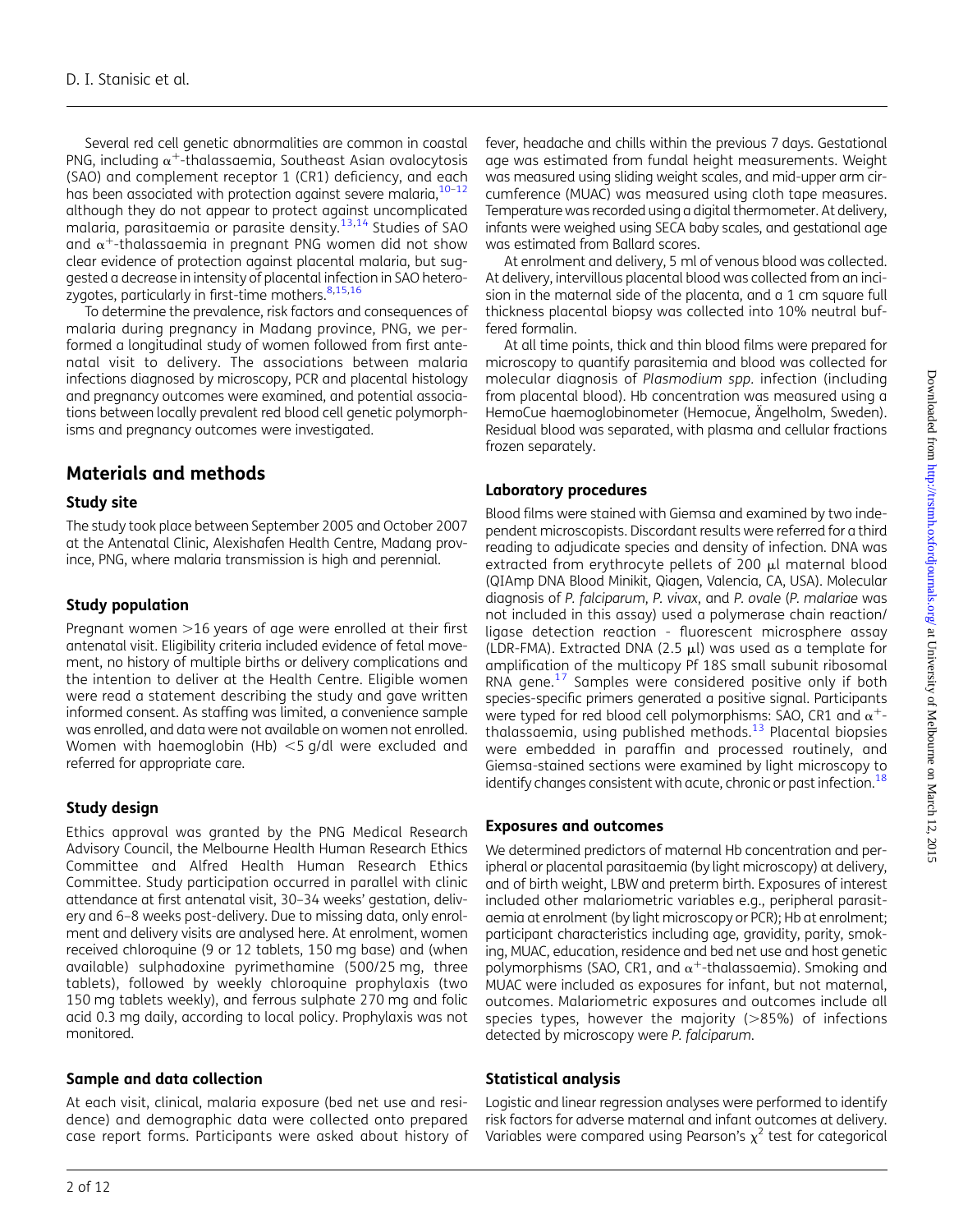Several red cell genetic abnormalities are common in coastal PNG, including $\alpha^+$-thalassaemia, Southeast Asian ovalocytosis (SAO) and complement receptor 1 (CR1) deficiency, and each has been associated with protection against severe malaria,[10–12] although they do not appear to protect against uncomplicated malaria, parasitaemia or parasite density.[13,14] Studies of SAO and $\alpha^+$-thalassaemia in pregnant PNG women did not show clear evidence of protection against placental malaria, but suggested a decrease in intensity of placental infection in SAO heterozygotes, particularly in first-time mothers.[8,15,16]

To determine the prevalence, risk factors and consequences of malaria during pregnancy in Madang province, PNG, we performed a longitudinal study of women followed from first antenatal visit to delivery. The associations between malaria infections diagnosed by microscopy, PCR and placental histology and pregnancy outcomes were examined, and potential associations between locally prevalent red blood cell genetic polymorphisms and pregnancy outcomes were investigated.

## Materials and methods

### Study site

The study took place between September 2005 and October 2007 at the Antenatal Clinic, Alexishafen Health Centre, Madang province, PNG, where malaria transmission is high and perennial.

### Study population

Pregnant women >16 years of age were enrolled at their first antenatal visit. Eligibility criteria included evidence of fetal movement, no history of multiple births or delivery complications and the intention to deliver at the Health Centre. Eligible women were read a statement describing the study and gave written informed consent. As staffing was limited, a convenience sample was enrolled, and data were not available on women not enrolled. Women with haemoglobin (Hb) <5 g/dl were excluded and referred for appropriate care.

### Study design

Ethics approval was granted by the PNG Medical Research Advisory Council, the Melbourne Health Human Research Ethics Committee and Alfred Health Human Research Ethics Committee. Study participation occurred in parallel with clinic attendance at first antenatal visit, 30–34 weeks' gestation, delivery and 6–8 weeks post-delivery. Due to missing data, only enrolment and delivery visits are analysed here. At enrolment, women received chloroquine (9 or 12 tablets, 150 mg base) and (when available) sulphadoxine pyrimethamine (500/25 mg, three tablets), followed by weekly chloroquine prophylaxis (two 150 mg tablets weekly), and ferrous sulphate 270 mg and folic acid 0.3 mg daily, according to local policy. Prophylaxis was not monitored.

### Sample and data collection

At each visit, clinical, malaria exposure (bed net use and residence) and demographic data were collected onto prepared case report forms. Participants were asked about history of fever, headache and chills within the previous 7 days. Gestational age was estimated from fundal height measurements. Weight was measured using sliding weight scales, and mid-upper arm circumference (MUAC) was measured using cloth tape measures. Temperature was recorded using a digital thermometer. At delivery, infants were weighed using SECA baby scales, and gestational age was estimated from Ballard scores.

At enrolment and delivery, 5 ml of venous blood was collected. At delivery, intervillous placental blood was collected from an incision in the maternal side of the placenta, and a 1 cm square full thickness placental biopsy was collected into 10% neutral buffered formalin.

At all time points, thick and thin blood films were prepared for microscopy to quantify parasitemia and blood was collected for molecular diagnosis of *Plasmodium spp.* infection (including from placental blood). Hb concentration was measured using a HemoCue haemoglobinometer (Hemocue, Ängelholm, Sweden). Residual blood was separated, with plasma and cellular fractions frozen separately.

### Laboratory procedures

Blood films were stained with Giemsa and examined by two independent microscopists. Discordant results were referred for a third reading to adjudicate species and density of infection. DNA was extracted from erythrocyte pellets of 200 μl maternal blood (QIAmp DNA Blood Minikit, Qiagen, Valencia, CA, USA). Molecular diagnosis of *P. falciparum*, *P. vivax*, and *P. ovale* (*P. malariae* was not included in this assay) used a polymerase chain reaction/ligase detection reaction - fluorescent microsphere assay (LDR-FMA). Extracted DNA (2.5 μl) was used as a template for amplification of the multicopy Pf 18S small subunit ribosomal RNA gene.[17] Samples were considered positive only if both species-specific primers generated a positive signal. Participants were typed for red blood cell polymorphisms: SAO, CR1 and $\alpha^+$-thalassaemia, using published methods.[13] Placental biopsies were embedded in paraffin and processed routinely, and Giemsa-stained sections were examined by light microscopy to identify changes consistent with acute, chronic or past infection.[18]

### Exposures and outcomes

We determined predictors of maternal Hb concentration and peripheral or placental parasitaemia (by light microscopy) at delivery, and of birth weight, LBW and preterm birth. Exposures of interest included other malariometric variables e.g., peripheral parasitaemia at enrolment (by light microscopy or PCR); Hb at enrolment; participant characteristics including age, gravidity, parity, smoking, MUAC, education, residence and bed net use and host genetic polymorphisms (SAO, CR1, and $\alpha^+$-thalassaemia). Smoking and MUAC were included as exposures for infant, but not maternal, outcomes. Malariometric exposures and outcomes include all species types, however the majority (>85%) of infections detected by microscopy were *P. falciparum*.

### Statistical analysis

Logistic and linear regression analyses were performed to identify risk factors for adverse maternal and infant outcomes at delivery. Variables were compared using Pearson's $\chi^2$ test for categorical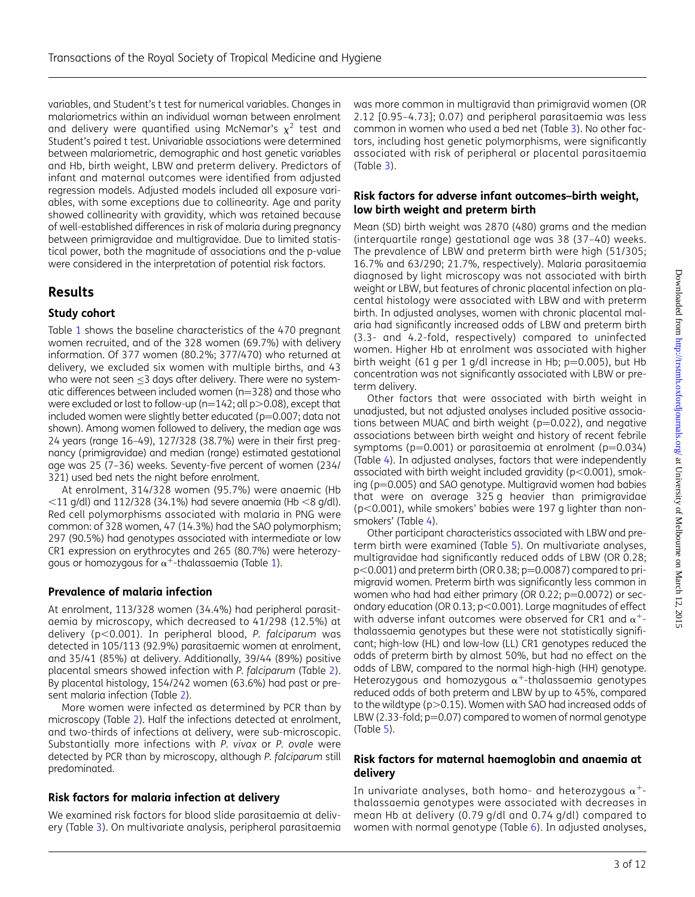variables, and Student's t test for numerical variables. Changes in malariometrics within an individual woman between enrolment and delivery were quantified using McNemar's $\chi^2$ test and Student's paired t test. Univariable associations were determined between malariometric, demographic and host genetic variables and Hb, birth weight, LBW and preterm delivery. Predictors of infant and maternal outcomes were identified from adjusted regression models. Adjusted models included all exposure variables, with some exceptions due to collinearity. Age and parity showed collinearity with gravidity, which was retained because of well-established differences in risk of malaria during pregnancy between primigravidae and multigravidae. Due to limited statistical power, both the magnitude of associations and the p-value were considered in the interpretation of potential risk factors.

# Results

## Study cohort

Table 1 shows the baseline characteristics of the 470 pregnant women recruited, and of the 328 women (69.7%) with delivery information. Of 377 women (80.2%; 377/470) who returned at delivery, we excluded six women with multiple births, and 43 who were not seen ≤3 days after delivery. There were no systematic differences between included women (n=328) and those who were excluded or lost to follow-up (n=142; all p>0.08), except that included women were slightly better educated (p=0.007; data not shown). Among women followed to delivery, the median age was 24 years (range 16–49), 127/328 (38.7%) were in their first pregnancy (primigravidae) and median (range) estimated gestational age was 25 (7–36) weeks. Seventy-five percent of women (234/321) used bed nets the night before enrolment.

At enrolment, 314/328 women (95.7%) were anaemic (Hb <11 g/dl) and 112/328 (34.1%) had severe anaemia (Hb <8 g/dl). Red cell polymorphisms associated with malaria in PNG were common: of 328 women, 47 (14.3%) had the SAO polymorphism; 297 (90.5%) had genotypes associated with intermediate or low CR1 expression on erythrocytes and 265 (80.7%) were heterozygous or homozygous for $\alpha^+$-thalassaemia (Table 1).

## Prevalence of malaria infection

At enrolment, 113/328 women (34.4%) had peripheral parasitaemia by microscopy, which decreased to 41/298 (12.5%) at delivery (p<0.001). In peripheral blood, *P. falciparum* was detected in 105/113 (92.9%) parasitaemic women at enrolment, and 35/41 (85%) at delivery. Additionally, 39/44 (89%) positive placental smears showed infection with *P. falciparum* (Table 2). By placental histology, 154/242 women (63.6%) had past or present malaria infection (Table 2).

More women were infected as determined by PCR than by microscopy (Table 2). Half the infections detected at enrolment, and two-thirds of infections at delivery, were sub-microscopic. Substantially more infections with *P. vivax* or *P. ovale* were detected by PCR than by microscopy, although *P. falciparum* still predominated.

## Risk factors for malaria infection at delivery

We examined risk factors for blood slide parasitaemia at delivery (Table 3). On multivariate analysis, peripheral parasitaemia was more common in multigravid than primigravid women (OR 2.12 [0.95–4.73]; 0.07) and peripheral parasitaemia was less common in women who used a bed net (Table 3). No other factors, including host genetic polymorphisms, were significantly associated with risk of peripheral or placental parasitaemia (Table 3).

## Risk factors for adverse infant outcomes–birth weight, low birth weight and preterm birth

Mean (SD) birth weight was 2870 (480) grams and the median (interquartile range) gestational age was 38 (37–40) weeks. The prevalence of LBW and preterm birth were high (51/305; 16.7% and 63/290; 21.7%, respectively). Malaria parasitaemia diagnosed by light microscopy was not associated with birth weight or LBW, but features of chronic placental infection on placental histology were associated with LBW and with preterm birth. In adjusted analyses, women with chronic placental malaria had significantly increased odds of LBW and preterm birth (3.3- and 4.2-fold, respectively) compared to uninfected women. Higher Hb at enrolment was associated with higher birth weight (61 g per 1 g/dl increase in Hb; p=0.005), but Hb concentration was not significantly associated with LBW or preterm delivery.

Other factors that were associated with birth weight in unadjusted, but not adjusted analyses included positive associations between MUAC and birth weight (p=0.022), and negative associations between birth weight and history of recent febrile symptoms (p=0.001) or parasitaemia at enrolment (p=0.034) (Table 4). In adjusted analyses, factors that were independently associated with birth weight included gravidity (p<0.001), smoking (p=0.005) and SAO genotype. Multigravid women had babies that were on average 325 g heavier than primigravidae (p<0.001), while smokers' babies were 197 g lighter than nonsmokers' (Table 4).

Other participant characteristics associated with LBW and preterm birth were examined (Table 5). On multivariate analyses, multigravidae had significantly reduced odds of LBW (OR 0.28; p<0.001) and preterm birth (OR 0.38; p=0.0087) compared to primigravid women. Preterm birth was significantly less common in women who had had either primary (OR 0.22; p=0.0072) or secondary education (OR 0.13; p<0.001). Large magnitudes of effect with adverse infant outcomes were observed for CR1 and $\alpha^+$-thalassaemia genotypes but these were not statistically significant; high-low (HL) and low-low (LL) CR1 genotypes reduced the odds of preterm birth by almost 50%, but had no effect on the odds of LBW, compared to the normal high-high (HH) genotype. Heterozygous and homozygous $\alpha^+$-thalassaemia genotypes reduced odds of both preterm and LBW by up to 45%, compared to the wildtype (p>0.15). Women with SAO had increased odds of LBW (2.33-fold; p=0.07) compared to women of normal genotype (Table 5).

## Risk factors for maternal haemoglobin and anaemia at delivery

In univariate analyses, both homo- and heterozygous $\alpha^+$-thalassaemia genotypes were associated with decreases in mean Hb at delivery (0.79 g/dl and 0.74 g/dl) compared to women with normal genotype (Table 6). In adjusted analyses,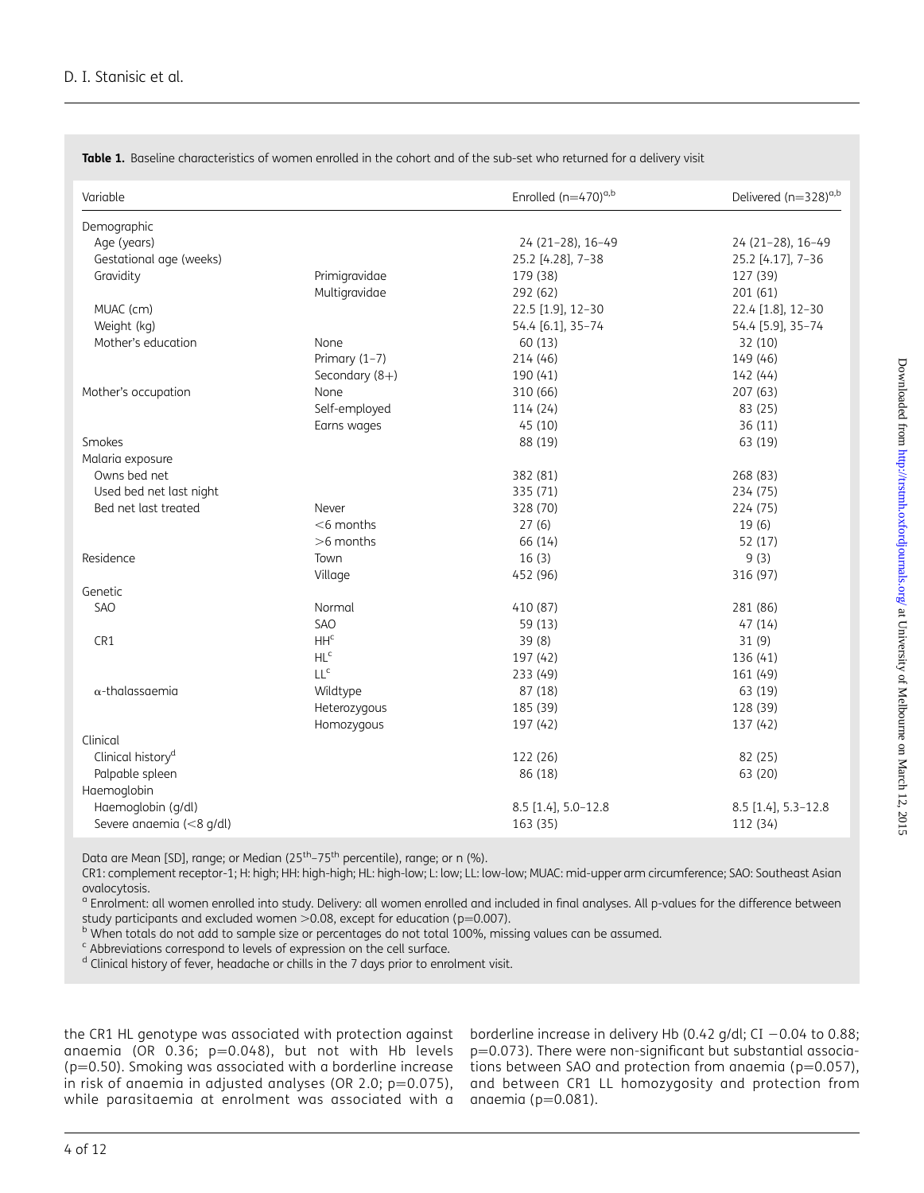**Table 1.** Baseline characteristics of women enrolled in the cohort and of the sub-set who returned for a delivery visit

| Variable | | Enrolled (n=470)[a,b] | Delivered (n=328)[a,b] |
|---|---|---|---|
| Demographic | | | |
| Age (years) | | 24 (21–28), 16–49 | 24 (21–28), 16–49 |
| Gestational age (weeks) | | 25.2 [4.28], 7–38 | 25.2 [4.17], 7–36 |
| Gravidity | Primigravidae | 179 (38) | 127 (39) |
| | Multigravidae | 292 (62) | 201 (61) |
| MUAC (cm) | | 22.5 [1.9], 12–30 | 22.4 [1.8], 12–30 |
| Weight (kg) | | 54.4 [6.1], 35–74 | 54.4 [5.9], 35–74 |
| Mother's education | None | 60 (13) | 32 (10) |
| | Primary (1–7) | 214 (46) | 149 (46) |
| | Secondary (8+) | 190 (41) | 142 (44) |
| Mother's occupation | None | 310 (66) | 207 (63) |
| | Self-employed | 114 (24) | 83 (25) |
| | Earns wages | 45 (10) | 36 (11) |
| Smokes | | 88 (19) | 63 (19) |
| Malaria exposure | | | |
| Owns bed net | | 382 (81) | 268 (83) |
| Used bed net last night | | 335 (71) | 234 (75) |
| Bed net last treated | Never | 328 (70) | 224 (75) |
| | <6 months | 27 (6) | 19 (6) |
| | >6 months | 66 (14) | 52 (17) |
| Residence | Town | 16 (3) | 9 (3) |
| | Village | 452 (96) | 316 (97) |
| Genetic | | | |
| SAO | Normal | 410 (87) | 281 (86) |
| | SAO | 59 (13) | 47 (14) |
| CR1 | HH[c] | 39 (8) | 31 (9) |
| | HL[c] | 197 (42) | 136 (41) |
| | LL[c] | 233 (49) | 161 (49) |
| α-thalassaemia | Wildtype | 87 (18) | 63 (19) |
| | Heterozygous | 185 (39) | 128 (39) |
| | Homozygous | 197 (42) | 137 (42) |
| Clinical | | | |
| Clinical history[d] | | 122 (26) | 82 (25) |
| Palpable spleen | | 86 (18) | 63 (20) |
| Haemoglobin | | | |
| Haemoglobin (g/dl) | | 8.5 [1.4], 5.0–12.8 | 8.5 [1.4], 5.3–12.8 |
| Severe anaemia (<8 g/dl) | | 163 (35) | 112 (34) |

Data are Mean [SD], range; or Median (25th–75th percentile), range; or n (%).

CR1: complement receptor-1; H: high; HH: high-high; HL: high-low; L: low; LL: low-low; MUAC: mid-upper arm circumference; SAO: Southeast Asian ovalocytosis.

[a] Enrolment: all women enrolled into study. Delivery: all women enrolled and included in final analyses. All p-values for the difference between study participants and excluded women >0.08, except for education (p=0.007).

[b] When totals do not add to sample size or percentages do not total 100%, missing values can be assumed.

[c] Abbreviations correspond to levels of expression on the cell surface.

[d] Clinical history of fever, headache or chills in the 7 days prior to enrolment visit.

the CR1 HL genotype was associated with protection against anaemia (OR 0.36; p=0.048), but not with Hb levels (p=0.50). Smoking was associated with a borderline increase in risk of anaemia in adjusted analyses (OR 2.0; p=0.075), while parasitaemia at enrolment was associated with a borderline increase in delivery Hb (0.42 g/dl; CI −0.04 to 0.88; p=0.073). There were non-significant but substantial associations between SAO and protection from anaemia (p=0.057), and between CR1 LL homozygosity and protection from anaemia (p=0.081).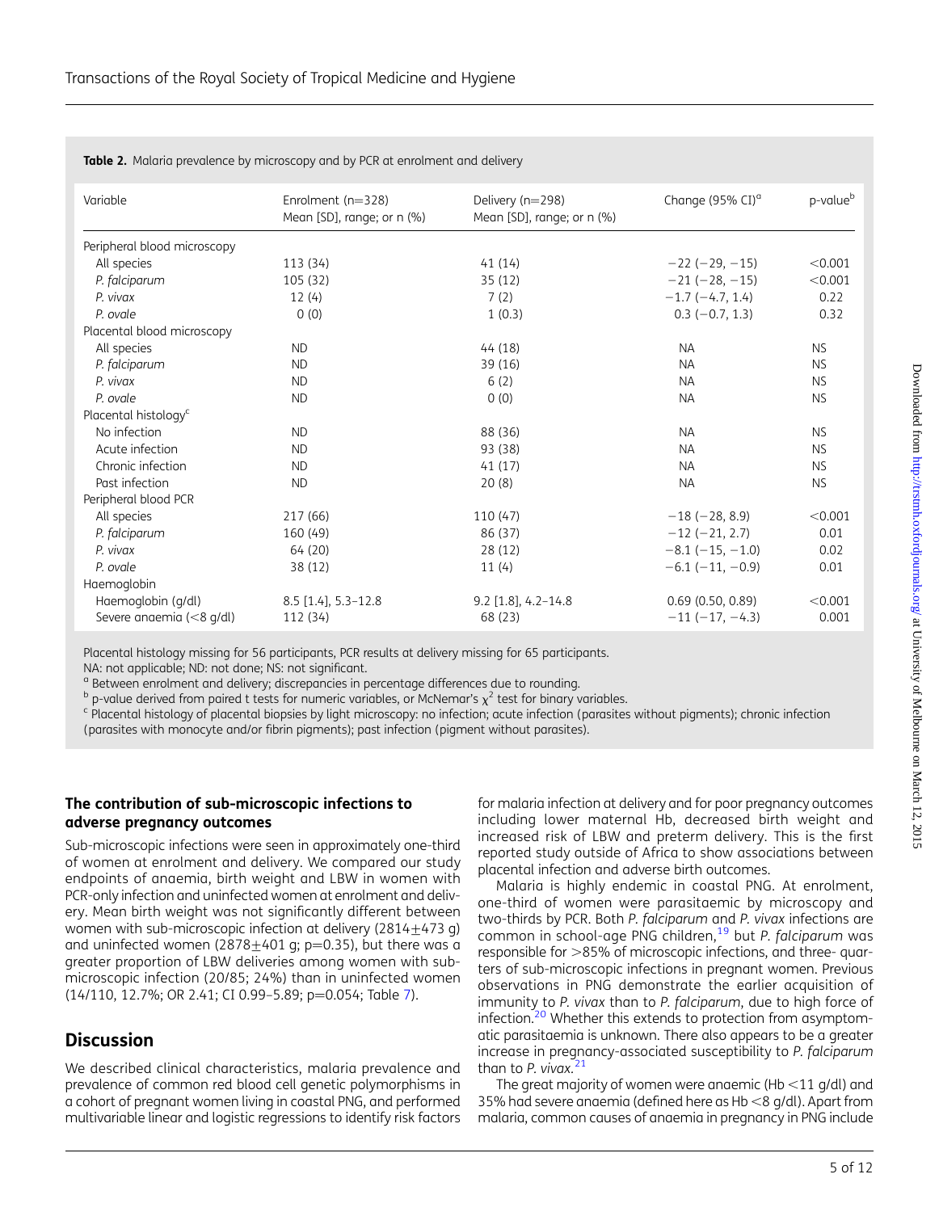**Table 2.** Malaria prevalence by microscopy and by PCR at enrolment and delivery

| Variable | Enrolment (n=328) Mean [SD], range; or n (%) | Delivery (n=298) Mean [SD], range; or n (%) | Change (95% CI)[a] | p-value[b] |
|---|---|---|---|---|
| Peripheral blood microscopy | | | | |
| All species | 113 (34) | 41 (14) | −22 (−29, −15) | <0.001 |
| *P. falciparum* | 105 (32) | 35 (12) | −21 (−28, −15) | <0.001 |
| *P. vivax* | 12 (4) | 7 (2) | −1.7 (−4.7, 1.4) | 0.22 |
| *P. ovale* | 0 (0) | 1 (0.3) | 0.3 (−0.7, 1.3) | 0.32 |
| Placental blood microscopy | | | | |
| All species | ND | 44 (18) | NA | NS |
| *P. falciparum* | ND | 39 (16) | NA | NS |
| *P. vivax* | ND | 6 (2) | NA | NS |
| *P. ovale* | ND | 0 (0) | NA | NS |
| Placental histology[c] | | | | |
| No infection | ND | 88 (36) | NA | NS |
| Acute infection | ND | 93 (38) | NA | NS |
| Chronic infection | ND | 41 (17) | NA | NS |
| Past infection | ND | 20 (8) | NA | NS |
| Peripheral blood PCR | | | | |
| All species | 217 (66) | 110 (47) | −18 (−28, 8.9) | <0.001 |
| *P. falciparum* | 160 (49) | 86 (37) | −12 (−21, 2.7) | 0.01 |
| *P. vivax* | 64 (20) | 28 (12) | −8.1 (−15, −1.0) | 0.02 |
| *P. ovale* | 38 (12) | 11 (4) | −6.1 (−11, −0.9) | 0.01 |
| Haemoglobin | | | | |
| Haemoglobin (g/dl) | 8.5 [1.4], 5.3–12.8 | 9.2 [1.8], 4.2–14.8 | 0.69 (0.50, 0.89) | <0.001 |
| Severe anaemia (<8 g/dl) | 112 (34) | 68 (23) | −11 (−17, −4.3) | 0.001 |

Placental histology missing for 56 participants, PCR results at delivery missing for 65 participants.
NA: not applicable; ND: not done; NS: not significant.
[a] Between enrolment and delivery; discrepancies in percentage differences due to rounding.
[b] p-value derived from paired t tests for numeric variables, or McNemar's $\chi^2$ test for binary variables.
[c] Placental histology of placental biopsies by light microscopy: no infection; acute infection (parasites without pigments); chronic infection (parasites with monocyte and/or fibrin pigments); past infection (pigment without parasites).

### The contribution of sub-microscopic infections to adverse pregnancy outcomes

Sub-microscopic infections were seen in approximately one-third of women at enrolment and delivery. We compared our study endpoints of anaemia, birth weight and LBW in women with PCR-only infection and uninfected women at enrolment and delivery. Mean birth weight was not significantly different between women with sub-microscopic infection at delivery (2814±473 g) and uninfected women (2878±401 g; p=0.35), but there was a greater proportion of LBW deliveries among women with sub-microscopic infection (20/85; 24%) than in uninfected women (14/110, 12.7%; OR 2.41; CI 0.99–5.89; p=0.054; Table 7).

## Discussion

We described clinical characteristics, malaria prevalence and prevalence of common red blood cell genetic polymorphisms in a cohort of pregnant women living in coastal PNG, and performed multivariable linear and logistic regressions to identify risk factors for malaria infection at delivery and for poor pregnancy outcomes including lower maternal Hb, decreased birth weight and increased risk of LBW and preterm delivery. This is the first reported study outside of Africa to show associations between placental infection and adverse birth outcomes.

Malaria is highly endemic in coastal PNG. At enrolment, one-third of women were parasitaemic by microscopy and two-thirds by PCR. Both *P. falciparum* and *P. vivax* infections are common in school-age PNG children,[19] but *P. falciparum* was responsible for >85% of microscopic infections, and three- quarters of sub-microscopic infections in pregnant women. Previous observations in PNG demonstrate the earlier acquisition of immunity to *P. vivax* than to *P. falciparum*, due to high force of infection.[20] Whether this extends to protection from asymptomatic parasitaemia is unknown. There also appears to be a greater increase in pregnancy-associated susceptibility to *P. falciparum* than to *P. vivax*.[21]

The great majority of women were anaemic (Hb <11 g/dl) and 35% had severe anaemia (defined here as Hb <8 g/dl). Apart from malaria, common causes of anaemia in pregnancy in PNG include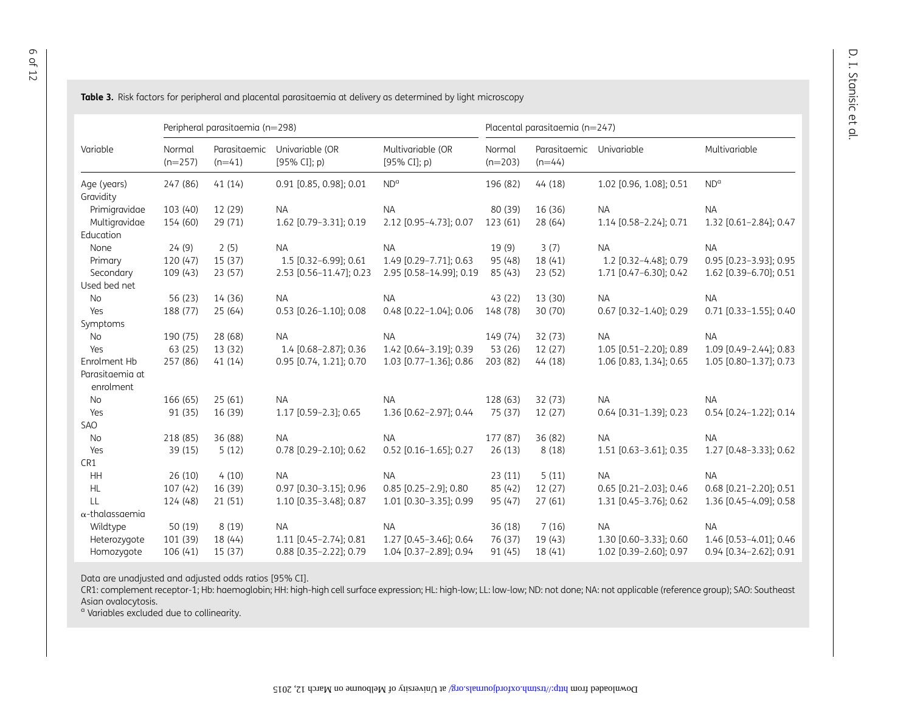**Table 3.** Risk factors for peripheral and placental parasitaemia at delivery as determined by light microscopy

| Variable | Peripheral parasitaemia (n=298) | | | | Placental parasitaemia (n=247) | | | |
|---|---|---|---|---|---|---|---|---|
| | Normal (n=257) | Parasitaemic (n=41) | Univariable (OR [95% CI]; p) | Multivariable (OR [95% CI]; p) | Normal (n=203) | Parasitaemic (n=44) | Univariable | Multivariable |
| Age (years) | 247 (86) | 41 (14) | 0.91 [0.85, 0.98]; 0.01 | ND[a] | 196 (82) | 44 (18) | 1.02 [0.96, 1.08]; 0.51 | ND[a] |
| Gravidity | | | | | | | | |
| Primigravidae | 103 (40) | 12 (29) | NA | NA | 80 (39) | 16 (36) | NA | NA |
| Multigravidae | 154 (60) | 29 (71) | 1.62 [0.79–3.31]; 0.19 | 2.12 [0.95–4.73]; 0.07 | 123 (61) | 28 (64) | 1.14 [0.58–2.24]; 0.71 | 1.32 [0.61–2.84]; 0.47 |
| Education | | | | | | | | |
| None | 24 (9) | 2 (5) | NA | NA | 19 (9) | 3 (7) | NA | NA |
| Primary | 120 (47) | 15 (37) | 1.5 [0.32–6.99]; 0.61 | 1.49 [0.29–7.71]; 0.63 | 95 (48) | 18 (41) | 1.2 [0.32–4.48]; 0.79 | 0.95 [0.23–3.93]; 0.95 |
| Secondary | 109 (43) | 23 (57) | 2.53 [0.56–11.47]; 0.23 | 2.95 [0.58–14.99]; 0.19 | 85 (43) | 23 (52) | 1.71 [0.47–6.30]; 0.42 | 1.62 [0.39–6.70]; 0.51 |
| Used bed net | | | | | | | | |
| No | 56 (23) | 14 (36) | NA | NA | 43 (22) | 13 (30) | NA | NA |
| Yes | 188 (77) | 25 (64) | 0.53 [0.26–1.10]; 0.08 | 0.48 [0.22–1.04]; 0.06 | 148 (78) | 30 (70) | 0.67 [0.32–1.40]; 0.29 | 0.71 [0.33–1.55]; 0.40 |
| Symptoms | | | | | | | | |
| No | 190 (75) | 28 (68) | NA | NA | 149 (74) | 32 (73) | NA | NA |
| Yes | 63 (25) | 13 (32) | 1.4 [0.68–2.87]; 0.36 | 1.42 [0.64–3.19]; 0.39 | 53 (26) | 12 (27) | 1.05 [0.51–2.20]; 0.89 | 1.09 [0.49–2.44]; 0.83 |
| Enrolment Hb | 257 (86) | 41 (14) | 0.95 [0.74, 1.21]; 0.70 | 1.03 [0.77–1.36]; 0.86 | 203 (82) | 44 (18) | 1.06 [0.83, 1.34]; 0.65 | 1.05 [0.80–1.37]; 0.73 |
| Parasitaemia at enrolment | | | | | | | | |
| No | 166 (65) | 25 (61) | NA | NA | 128 (63) | 32 (73) | NA | NA |
| Yes | 91 (35) | 16 (39) | 1.17 [0.59–2.3]; 0.65 | 1.36 [0.62–2.97]; 0.44 | 75 (37) | 12 (27) | 0.64 [0.31–1.39]; 0.23 | 0.54 [0.24–1.22]; 0.14 |
| SAO | | | | | | | | |
| No | 218 (85) | 36 (88) | NA | NA | 177 (87) | 36 (82) | NA | NA |
| Yes | 39 (15) | 5 (12) | 0.78 [0.29–2.10]; 0.62 | 0.52 [0.16–1.65]; 0.27 | 26 (13) | 8 (18) | 1.51 [0.63–3.61]; 0.35 | 1.27 [0.48–3.33]; 0.62 |
| CR1 | | | | | | | | |
| HH | 26 (10) | 4 (10) | NA | NA | 23 (11) | 5 (11) | NA | NA |
| HL | 107 (42) | 16 (39) | 0.97 [0.30–3.15]; 0.96 | 0.85 [0.25–2.9]; 0.80 | 85 (42) | 12 (27) | 0.65 [0.21–2.03]; 0.46 | 0.68 [0.21–2.20]; 0.51 |
| LL | 124 (48) | 21 (51) | 1.10 [0.35–3.48]; 0.87 | 1.01 [0.30–3.35]; 0.99 | 95 (47) | 27 (61) | 1.31 [0.45–3.76]; 0.62 | 1.36 [0.45–4.09]; 0.58 |
| α-thalassaemia | | | | | | | | |
| Wildtype | 50 (19) | 8 (19) | NA | NA | 36 (18) | 7 (16) | NA | NA |
| Heterozygote | 101 (39) | 18 (44) | 1.11 [0.45–2.74]; 0.81 | 1.27 [0.45–3.46]; 0.64 | 76 (37) | 19 (43) | 1.30 [0.60–3.33]; 0.60 | 1.46 [0.53–4.01]; 0.46 |
| Homozygote | 106 (41) | 15 (37) | 0.88 [0.35–2.22]; 0.79 | 1.04 [0.37–2.89]; 0.94 | 91 (45) | 18 (41) | 1.02 [0.39–2.60]; 0.97 | 0.94 [0.34–2.62]; 0.91 |

Data are unadjusted and adjusted odds ratios [95% CI].

CR1: complement receptor-1; Hb: haemoglobin; HH: high-high cell surface expression; HL: high-low; LL: low-low; ND: not done; NA: not applicable (reference group); SAO: Southeast Asian ovalocytosis.

[a] Variables excluded due to collinearity.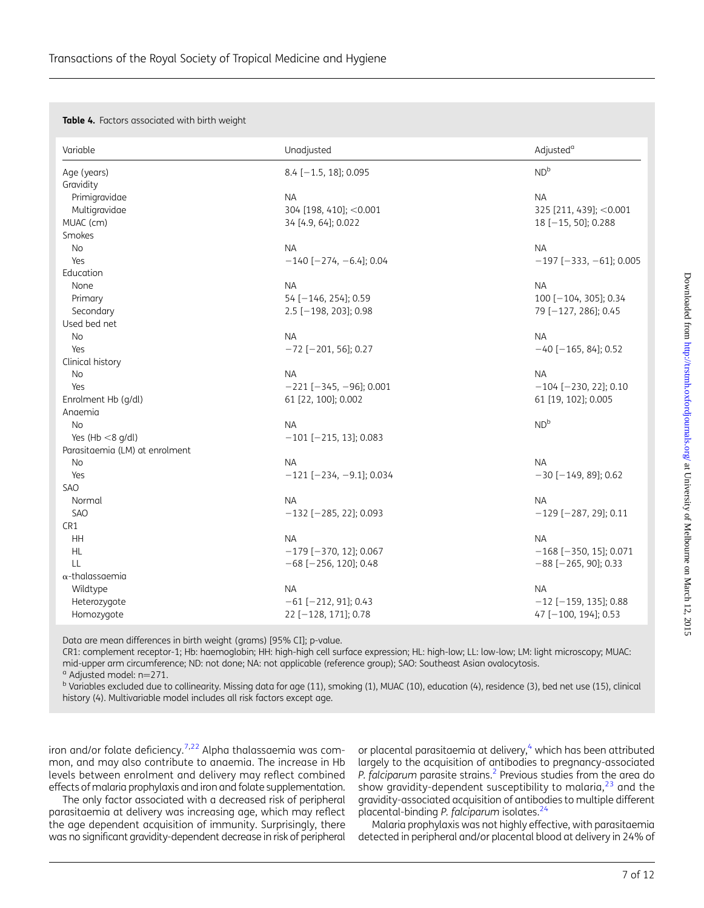**Table 4.** Factors associated with birth weight

| Variable | Unadjusted | Adjusted[a] |
|---|---|---|
| Age (years) | 8.4 [−1.5, 18]; 0.095 | ND[b] |
| Gravidity | | |
| Primigravidae | NA | NA |
| Multigravidae | 304 [198, 410]; <0.001 | 325 [211, 439]; <0.001 |
| MUAC (cm) | 34 [4.9, 64]; 0.022 | 18 [−15, 50]; 0.288 |
| Smokes | | |
| No | NA | NA |
| Yes | −140 [−274, −6.4]; 0.04 | −197 [−333, −61]; 0.005 |
| Education | | |
| None | NA | NA |
| Primary | 54 [−146, 254]; 0.59 | 100 [−104, 305]; 0.34 |
| Secondary | 2.5 [−198, 203]; 0.98 | 79 [−127, 286]; 0.45 |
| Used bed net | | |
| No | NA | NA |
| Yes | −72 [−201, 56]; 0.27 | −40 [−165, 84]; 0.52 |
| Clinical history | | |
| No | NA | NA |
| Yes | −221 [−345, −96]; 0.001 | −104 [−230, 22]; 0.10 |
| Enrolment Hb (g/dl) | 61 [22, 100]; 0.002 | 61 [19, 102]; 0.005 |
| Anaemia | | |
| No | NA | ND[b] |
| Yes (Hb <8 g/dl) | −101 [−215, 13]; 0.083 | |
| Parasitaemia (LM) at enrolment | | |
| No | NA | NA |
| Yes | −121 [−234, −9.1]; 0.034 | −30 [−149, 89]; 0.62 |
| SAO | | |
| Normal | NA | NA |
| SAO | −132 [−285, 22]; 0.093 | −129 [−287, 29]; 0.11 |
| CR1 | | |
| HH | NA | NA |
| HL | −179 [−370, 12]; 0.067 | −168 [−350, 15]; 0.071 |
| LL | −68 [−256, 120]; 0.48 | −88 [−265, 90]; 0.33 |
| α-thalassaemia | | |
| Wildtype | NA | NA |
| Heterozygote | −61 [−212, 91]; 0.43 | −12 [−159, 135]; 0.88 |
| Homozygote | 22 [−128, 171]; 0.78 | 47 [−100, 194]; 0.53 |

Data are mean differences in birth weight (grams) [95% CI]; p-value.

CR1: complement receptor-1; Hb: haemoglobin; HH: high-high cell surface expression; HL: high-low; LL: low-low; LM: light microscopy; MUAC: mid-upper arm circumference; ND: not done; NA: not applicable (reference group); SAO: Southeast Asian ovalocytosis.

[a] Adjusted model: n=271.

[b] Variables excluded due to collinearity. Missing data for age (11), smoking (1), MUAC (10), education (4), residence (3), bed net use (15), clinical history (4). Multivariable model includes all risk factors except age.

iron and/or folate deficiency.[7,22] Alpha thalassaemia was common, and may also contribute to anaemia. The increase in Hb levels between enrolment and delivery may reflect combined effects of malaria prophylaxis and iron and folate supplementation.

The only factor associated with a decreased risk of peripheral parasitaemia at delivery was increasing age, which may reflect the age dependent acquisition of immunity. Surprisingly, there was no significant gravidity-dependent decrease in risk of peripheral or placental parasitaemia at delivery,[4] which has been attributed largely to the acquisition of antibodies to pregnancy-associated *P. falciparum* parasite strains.[2] Previous studies from the area do show gravidity-dependent susceptibility to malaria,[23] and the gravidity-associated acquisition of antibodies to multiple different placental-binding *P. falciparum* isolates.[24]

Malaria prophylaxis was not highly effective, with parasitaemia detected in peripheral and/or placental blood at delivery in 24% of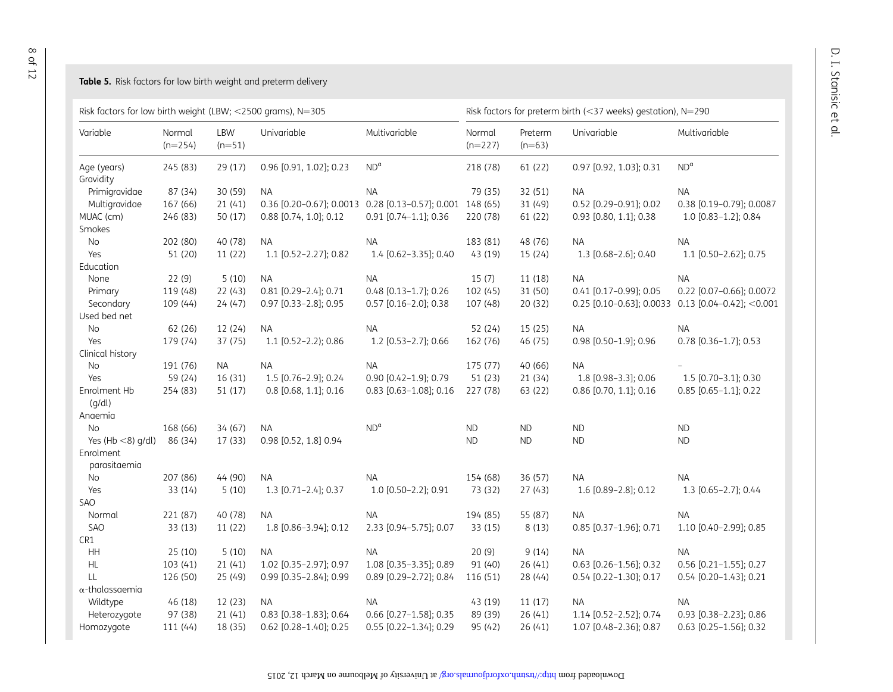**Table 5.** Risk factors for low birth weight and preterm delivery

| Variable | Risk factors for low birth weight (LBW; <2500 grams), N=305 | | | | Risk factors for preterm birth (<37 weeks) gestation), N=290 | | | |
|---|---|---|---|---|---|---|---|---|
| | Normal (n=254) | LBW (n=51) | Univariable | Multivariable | Normal (n=227) | Preterm (n=63) | Univariable | Multivariable |
| Age (years) | 245 (83) | 29 (17) | 0.96 [0.91, 1.02]; 0.23 | ND[a] | 218 (78) | 61 (22) | 0.97 [0.92, 1.03]; 0.31 | ND[a] |
| Gravidity | | | | | | | | |
| Primigravidae | 87 (34) | 30 (59) | NA | NA | 79 (35) | 32 (51) | NA | NA |
| Multigravidae | 167 (66) | 21 (41) | 0.36 [0.20–0.67]; 0.0013 | 0.28 [0.13–0.57]; 0.001 | 148 (65) | 31 (49) | 0.52 [0.29–0.91]; 0.02 | 0.38 [0.19–0.79]; 0.0087 |
| MUAC (cm) | 246 (83) | 50 (17) | 0.88 [0.74, 1.0]; 0.12 | 0.91 [0.74–1.1]; 0.36 | 220 (78) | 61 (22) | 0.93 [0.80, 1.1]; 0.38 | 1.0 [0.83–1.2]; 0.84 |
| Smokes | | | | | | | | |
| No | 202 (80) | 40 (78) | NA | NA | 183 (81) | 48 (76) | NA | NA |
| Yes | 51 (20) | 11 (22) | 1.1 [0.52–2.27]; 0.82 | 1.4 [0.62–3.35]; 0.40 | 43 (19) | 15 (24) | 1.3 [0.68–2.6]; 0.40 | 1.1 [0.50–2.62]; 0.75 |
| Education | | | | | | | | |
| None | 22 (9) | 5 (10) | NA | NA | 15 (7) | 11 (18) | NA | NA |
| Primary | 119 (48) | 22 (43) | 0.81 [0.29–2.4]; 0.71 | 0.48 [0.13–1.7]; 0.26 | 102 (45) | 31 (50) | 0.41 [0.17–0.99]; 0.05 | 0.22 [0.07–0.66]; 0.0072 |
| Secondary | 109 (44) | 24 (47) | 0.97 [0.33–2.8]; 0.95 | 0.57 [0.16–2.0]; 0.38 | 107 (48) | 20 (32) | 0.25 [0.10–0.63]; 0.0033 | 0.13 [0.04–0.42]; <0.001 |
| Used bed net | | | | | | | | |
| No | 62 (26) | 12 (24) | NA | NA | 52 (24) | 15 (25) | NA | NA |
| Yes | 179 (74) | 37 (75) | 1.1 [0.52–2.2]; 0.86 | 1.2 [0.53–2.7]; 0.66 | 162 (76) | 46 (75) | 0.98 [0.50–1.9]; 0.96 | 0.78 [0.36–1.7]; 0.53 |
| Clinical history | | | | | | | | |
| No | 191 (76) | NA | NA | NA | 175 (77) | 40 (66) | NA | – |
| Yes | 59 (24) | 16 (31) | 1.5 [0.76–2.9]; 0.24 | 0.90 [0.42–1.9]; 0.79 | 51 (23) | 21 (34) | 1.8 [0.98–3.3]; 0.06 | 1.5 [0.70–3.1]; 0.30 |
| Enrolment Hb (g/dl) | 254 (83) | 51 (17) | 0.8 [0.68, 1.1]; 0.16 | 0.83 [0.63–1.08]; 0.16 | 227 (78) | 63 (22) | 0.86 [0.70, 1.1]; 0.16 | 0.85 [0.65–1.1]; 0.22 |
| Anaemia | | | | | | | | |
| No | 168 (66) | 34 (67) | NA | ND[a] | ND | ND | ND | ND |
| Yes (Hb <8) g/dl) | 86 (34) | 17 (33) | 0.98 [0.52, 1.8] 0.94 | | ND | ND | ND | ND |
| Enrolment parasitaemia | | | | | | | | |
| No | 207 (86) | 44 (90) | NA | NA | 154 (68) | 36 (57) | NA | NA |
| Yes | 33 (14) | 5 (10) | 1.3 [0.71–2.4]; 0.37 | 1.0 [0.50–2.2]; 0.91 | 73 (32) | 27 (43) | 1.6 [0.89–2.8]; 0.12 | 1.3 [0.65–2.7]; 0.44 |
| SAO | | | | | | | | |
| Normal | 221 (87) | 40 (78) | NA | NA | 194 (85) | 55 (87) | NA | NA |
| SAO | 33 (13) | 11 (22) | 1.8 [0.86–3.94]; 0.12 | 2.33 [0.94–5.75]; 0.07 | 33 (15) | 8 (13) | 0.85 [0.37–1.96]; 0.71 | 1.10 [0.40–2.99]; 0.85 |
| CR1 | | | | | | | | |
| HH | 25 (10) | 5 (10) | NA | NA | 20 (9) | 9 (14) | NA | NA |
| HL | 103 (41) | 21 (41) | 1.02 [0.35–2.97]; 0.97 | 1.08 [0.35–3.35]; 0.89 | 91 (40) | 26 (41) | 0.63 [0.26–1.56]; 0.32 | 0.56 [0.21–1.55]; 0.27 |
| LL | 126 (50) | 25 (49) | 0.99 [0.35–2.84]; 0.99 | 0.89 [0.29–2.72]; 0.84 | 116 (51) | 28 (44) | 0.54 [0.22–1.30]; 0.17 | 0.54 [0.20–1.43]; 0.21 |
| α-thalassaemia | | | | | | | | |
| Wildtype | 46 (18) | 12 (23) | NA | NA | 43 (19) | 11 (17) | NA | NA |
| Heterozygote | 97 (38) | 21 (41) | 0.83 [0.38–1.83]; 0.64 | 0.66 [0.27–1.58]; 0.35 | 89 (39) | 26 (41) | 1.14 [0.52–2.52]; 0.74 | 0.93 [0.38–2.23]; 0.86 |
| Homozygote | 111 (44) | 18 (35) | 0.62 [0.28–1.40]; 0.25 | 0.55 [0.22–1.34]; 0.29 | 95 (42) | 26 (41) | 1.07 [0.48–2.36]; 0.87 | 0.63 [0.25–1.56]; 0.32 |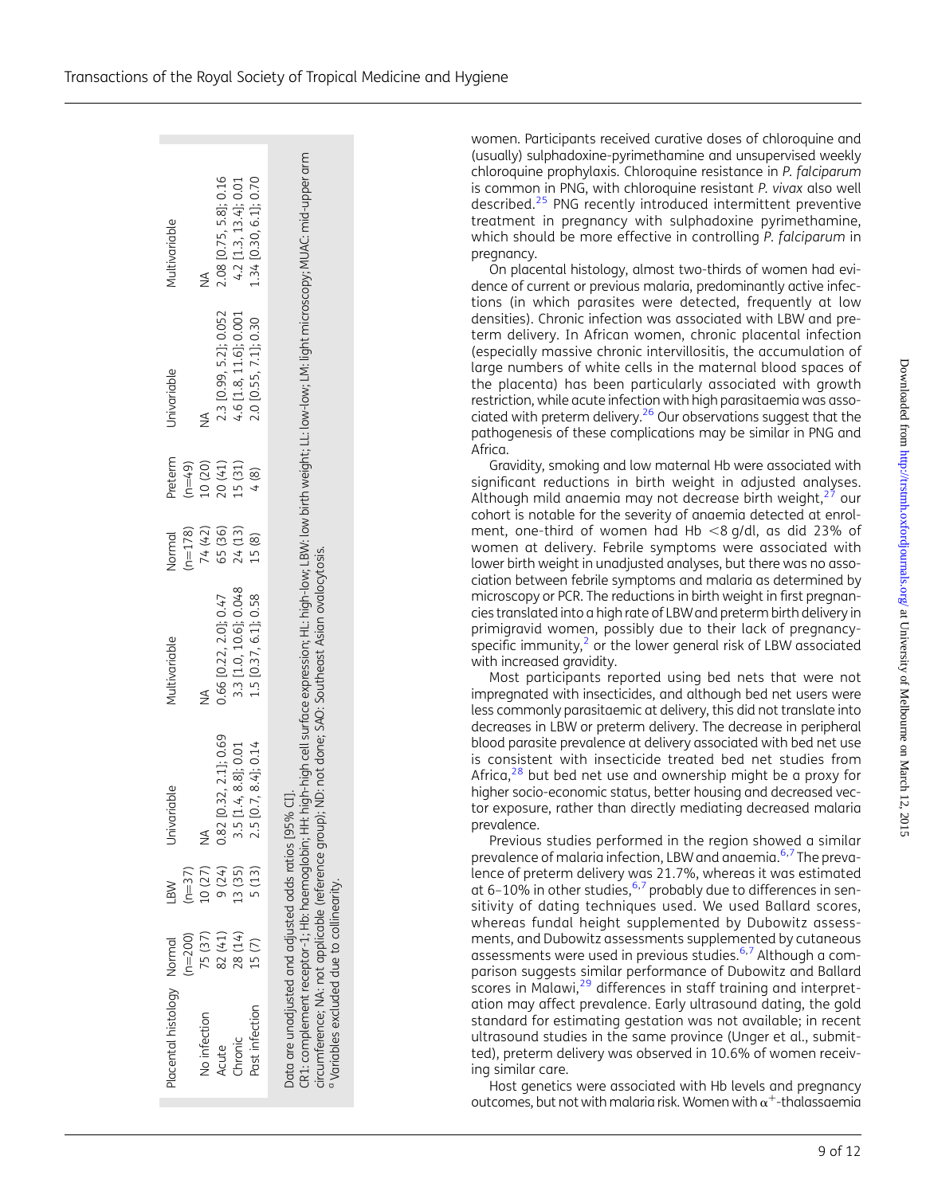| Placental histology | Normal (n=200) | LBW (n=37) | Univariable | Multivariable | Normal (n=178) | Preterm (n=49) | Univariable | Multivariable |
|---|---|---|---|---|---|---|---|---|
| No infection | 75 (37) | 10 (27) | NA | NA | 74 (42) | 10 (20) | NA | NA |
| Acute | 82 (41) | 9 (24) | 0.82 [0.32, 2.1]; 0.69 | 0.66 [0.22, 2.0]; 0.47 | 65 (36) | 20 (41) | 2.3 [0.99, 5.2]; 0.052 | 2.08 [0.75, 5.8]; 0.16 |
| Chronic | 28 (14) | 13 (35) | 3.5 [1.4, 8.8]; 0.01 | 3.3 [1.0, 10.6]; 0.048 | 24 (13) | 15 (31) | 4.6 [1.8, 11.6]; 0.001 | 4.2 [1.3, 13.4]; 0.01 |
| Past infection | 15 (7) | 5 (13) | 2.5 [0.7, 8.4]; 0.14 | 1.5 [0.37, 6.1]; 0.58 | 15 (8) | 4 (8) | 2.0 [0.55, 7.1]; 0.30 | 1.34 [0.30, 6.1]; 0.70 |

Data are unadjusted and adjusted odds ratios [95% CI].
CR1: complement receptor-1; Hb: haemoglobin; HH: high-high cell surface expression; HL: high-low; LBW: low birth weight; LL: low-low; LM: light microscopy; MUAC: mid-upper arm circumference; NA: not applicable (reference group); ND: not done; SAO: Southeast Asian ovalocytosis.
[a] Variables excluded due to collinearity.

women. Participants received curative doses of chloroquine and (usually) sulphadoxine-pyrimethamine and unsupervised weekly chloroquine prophylaxis. Chloroquine resistance in *P. falciparum* is common in PNG, with chloroquine resistant *P. vivax* also well described.[25] PNG recently introduced intermittent preventive treatment in pregnancy with sulphadoxine pyrimethamine, which should be more effective in controlling *P. falciparum* in pregnancy.

On placental histology, almost two-thirds of women had evidence of current or previous malaria, predominantly active infections (in which parasites were detected, frequently at low densities). Chronic infection was associated with LBW and preterm delivery. In African women, chronic placental infection (especially massive chronic intervillositis, the accumulation of large numbers of white cells in the maternal blood spaces of the placenta) has been particularly associated with growth restriction, while acute infection with high parasitaemia was associated with preterm delivery.[26] Our observations suggest that the pathogenesis of these complications may be similar in PNG and Africa.

Gravidity, smoking and low maternal Hb were associated with significant reductions in birth weight in adjusted analyses. Although mild anaemia may not decrease birth weight,[27] our cohort is notable for the severity of anaemia detected at enrolment, one-third of women had Hb $<8$ g/dl, as did 23% of women at delivery. Febrile symptoms were associated with lower birth weight in unadjusted analyses, but there was no association between febrile symptoms and malaria as determined by microscopy or PCR. The reductions in birth weight in first pregnancies translated into a high rate of LBW and preterm birth delivery in primigravid women, possibly due to their lack of pregnancy-specific immunity,[2] or the lower general risk of LBW associated with increased gravidity.

Most participants reported using bed nets that were not impregnated with insecticides, and although bed net users were less commonly parasitaemic at delivery, this did not translate into decreases in LBW or preterm delivery. The decrease in peripheral blood parasite prevalence at delivery associated with bed net use is consistent with insecticide treated bed net studies from Africa,[28] but bed net use and ownership might be a proxy for higher socio-economic status, better housing and decreased vector exposure, rather than directly mediating decreased malaria prevalence.

Previous studies performed in the region showed a similar prevalence of malaria infection, LBW and anaemia.[6,7] The prevalence of preterm delivery was 21.7%, whereas it was estimated at 6–10% in other studies,[6,7] probably due to differences in sensitivity of dating techniques used. We used Ballard scores, whereas fundal height supplemented by Dubowitz assessments, and Dubowitz assessments supplemented by cutaneous assessments were used in previous studies.[6,7] Although a comparison suggests similar performance of Dubowitz and Ballard scores in Malawi,[29] differences in staff training and interpretation may affect prevalence. Early ultrasound dating, the gold standard for estimating gestation was not available; in recent ultrasound studies in the same province (Unger et al., submitted), preterm delivery was observed in 10.6% of women receiving similar care.

Host genetics were associated with Hb levels and pregnancy outcomes, but not with malaria risk. Women with $\alpha^{+}$-thalassaemia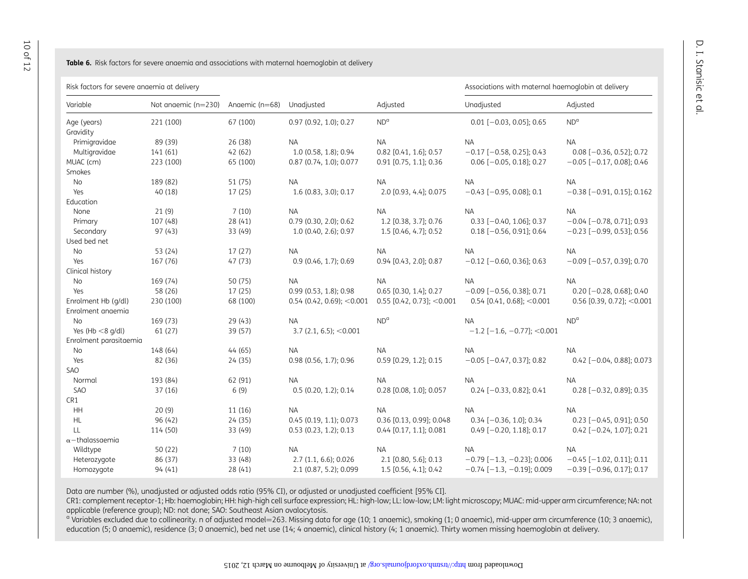**Table 6.** Risk factors for severe anaemia and associations with maternal haemoglobin at delivery

| Risk factors for severe anaemia at delivery | | | | | Associations with maternal haemoglobin at delivery | |
|---|---|---|---|---|---|---|
| Variable | Not anaemic (n=230) | Anaemic (n=68) | Unadjusted | Adjusted | Unadjusted | Adjusted |
| Age (years) | 221 (100) | 67 (100) | 0.97 (0.92, 1.0); 0.27 | ND[a] | 0.01 [−0.03, 0.05]; 0.65 | ND[a] |
| Gravidity | | | | | | |
| Primigravidae | 89 (39) | 26 (38) | NA | NA | NA | NA |
| Multigravidae | 141 (61) | 42 (62) | 1.0 (0.58, 1.8); 0.94 | 0.82 [0.41, 1.6]; 0.57 | −0.17 [−0.58, 0.25]; 0.43 | 0.08 [−0.36, 0.52]; 0.72 |
| MUAC (cm) | 223 (100) | 65 (100) | 0.87 (0.74, 1.0); 0.077 | 0.91 [0.75, 1.1]; 0.36 | 0.06 [−0.05, 0.18]; 0.27 | −0.05 [−0.17, 0.08]; 0.46 |
| Smokes | | | | | | |
| No | 189 (82) | 51 (75) | NA | NA | NA | NA |
| Yes | 40 (18) | 17 (25) | 1.6 (0.83, 3.0); 0.17 | 2.0 [0.93, 4.4]; 0.075 | −0.43 [−0.95, 0.08]; 0.1 | −0.38 [−0.91, 0.15]; 0.162 |
| Education | | | | | | |
| None | 21 (9) | 7 (10) | NA | NA | NA | NA |
| Primary | 107 (48) | 28 (41) | 0.79 (0.30, 2.0); 0.62 | 1.2 [0.38, 3.7]; 0.76 | 0.33 [−0.40, 1.06]; 0.37 | −0.04 [−0.78, 0.71]; 0.93 |
| Secondary | 97 (43) | 33 (49) | 1.0 (0.40, 2.6); 0.97 | 1.5 [0.46, 4.7]; 0.52 | 0.18 [−0.56, 0.91]; 0.64 | −0.23 [−0.99, 0.53]; 0.56 |
| Used bed net | | | | | | |
| No | 53 (24) | 17 (27) | NA | NA | NA | NA |
| Yes | 167 (76) | 47 (73) | 0.9 (0.46, 1.7); 0.69 | 0.94 [0.43, 2.0]; 0.87 | −0.12 [−0.60, 0.36]; 0.63 | −0.09 [−0.57, 0.39]; 0.70 |
| Clinical history | | | | | | |
| No | 169 (74) | 50 (75) | NA | NA | NA | NA |
| Yes | 58 (26) | 17 (25) | 0.99 (0.53, 1.8); 0.98 | 0.65 [0.30, 1.4]; 0.27 | −0.09 [−0.56, 0.38]; 0.71 | 0.20 [−0.28, 0.68]; 0.40 |
| Enrolment Hb (g/dl) | 230 (100) | 68 (100) | 0.54 (0.42, 0.69); <0.001 | 0.55 [0.42, 0.73]; <0.001 | 0.54 [0.41, 0.68]; <0.001 | 0.56 [0.39, 0.72]; <0.001 |
| Enrolment anaemia | | | | | | |
| No | 169 (73) | 29 (43) | NA | ND[a] | NA | ND[a] |
| Yes (Hb <8 g/dl) | 61 (27) | 39 (57) | 3.7 (2.1, 6.5); <0.001 | | −1.2 [−1.6, −0.77]; <0.001 | |
| Enrolment parasitaemia | | | | | | |
| No | 148 (64) | 44 (65) | NA | NA | NA | NA |
| Yes | 82 (36) | 24 (35) | 0.98 (0.56, 1.7); 0.96 | 0.59 [0.29, 1.2]; 0.15 | −0.05 [−0.47, 0.37]; 0.82 | 0.42 [−0.04, 0.88]; 0.073 |
| SAO | | | | | | |
| Normal | 193 (84) | 62 (91) | NA | NA | NA | NA |
| SAO | 37 (16) | 6 (9) | 0.5 (0.20, 1.2); 0.14 | 0.28 [0.08, 1.0]; 0.057 | 0.24 [−0.33, 0.82]; 0.41 | 0.28 [−0.32, 0.89]; 0.35 |
| CR1 | | | | | | |
| HH | 20 (9) | 11 (16) | NA | NA | NA | NA |
| HL | 96 (42) | 24 (35) | 0.45 (0.19, 1.1); 0.073 | 0.36 [0.13, 0.99]; 0.048 | 0.34 [−0.36, 1.0]; 0.34 | 0.23 [−0.45, 0.91]; 0.50 |
| LL | 114 (50) | 33 (49) | 0.53 (0.23, 1.2); 0.13 | 0.44 [0.17, 1.1]; 0.081 | 0.49 [−0.20, 1.18]; 0.17 | 0.42 [−0.24, 1.07]; 0.21 |
| α−thalassaemia | | | | | | |
| Wildtype | 50 (22) | 7 (10) | NA | NA | NA | NA |
| Heterozygote | 86 (37) | 33 (48) | 2.7 (1.1, 6.6); 0.026 | 2.1 [0.80, 5.6]; 0.13 | −0.79 [−1.3, −0.23]; 0.006 | −0.45 [−1.02, 0.11]; 0.11 |
| Homozygote | 94 (41) | 28 (41) | 2.1 (0.87, 5.2); 0.099 | 1.5 [0.56, 4.1]; 0.42 | −0.74 [−1.3, −0.19]; 0.009 | −0.39 [−0.96, 0.17]; 0.17 |

Data are number (%), unadjusted or adjusted odds ratio (95% CI), or adjusted or unadjusted coefficient [95% CI].

CR1: complement receptor-1; Hb: haemoglobin; HH: high-high cell surface expression; HL: high-low; LL: low-low; LM: light microscopy; MUAC: mid-upper arm circumference; NA: not applicable (reference group); ND: not done; SAO: Southeast Asian ovalocytosis.

[a] Variables excluded due to collinearity. n of adjusted model=263. Missing data for age (10; 1 anaemic), smoking (1; 0 anaemic), mid-upper arm circumference (10; 3 anaemic), education (5; 0 anaemic), residence (3; 0 anaemic), bed net use (14; 4 anaemic), clinical history (4; 1 anaemic). Thirty women missing haemoglobin at delivery.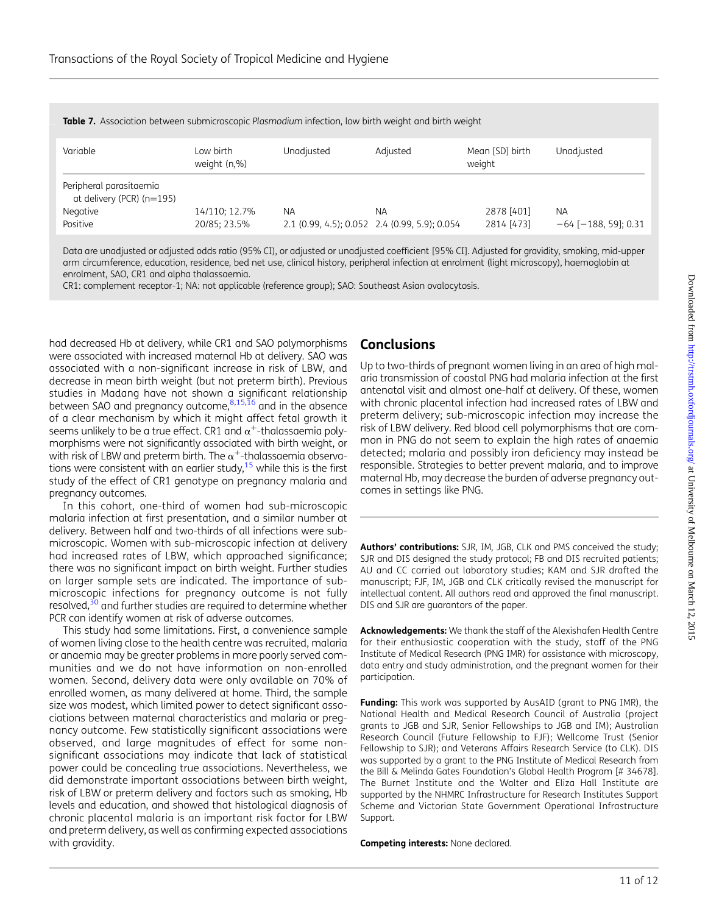**Table 7.** Association between submicroscopic *Plasmodium* infection, low birth weight and birth weight

| Variable | Low birth weight (n,%) | Unadjusted | Adjusted | Mean [SD] birth weight | Unadjusted |
|---|---|---|---|---|---|
| Peripheral parasitaemia at delivery (PCR) (n=195) | | | | | |
| Negative | 14/110; 12.7% | NA | NA | 2878 [401] | NA |
| Positive | 20/85; 23.5% | 2.1 (0.99, 4.5); 0.052 | 2.4 (0.99, 5.9); 0.054 | 2814 [473] | −64 [−188, 59]; 0.31 |

Data are unadjusted or adjusted odds ratio (95% CI), or adjusted or unadjusted coefficient [95% CI]. Adjusted for gravidity, smoking, mid-upper arm circumference, education, residence, bed net use, clinical history, peripheral infection at enrolment (light microscopy), haemoglobin at enrolment, SAO, CR1 and alpha thalassaemia.

CR1: complement receptor-1; NA: not applicable (reference group); SAO: Southeast Asian ovalocytosis.

had decreased Hb at delivery, while CR1 and SAO polymorphisms were associated with increased maternal Hb at delivery. SAO was associated with a non-significant increase in risk of LBW, and decrease in mean birth weight (but not preterm birth). Previous studies in Madang have not shown a significant relationship between SAO and pregnancy outcome,[8,15,16] and in the absence of a clear mechanism by which it might affect fetal growth it seems unlikely to be a true effect. CR1 and $\alpha^{+}$-thalassaemia polymorphisms were not significantly associated with birth weight, or with risk of LBW and preterm birth. The $\alpha^{+}$-thalassaemia observations were consistent with an earlier study,[15] while this is the first study of the effect of CR1 genotype on pregnancy malaria and pregnancy outcomes.

In this cohort, one-third of women had sub-microscopic malaria infection at first presentation, and a similar number at delivery. Between half and two-thirds of all infections were sub-microscopic. Women with sub-microscopic infection at delivery had increased rates of LBW, which approached significance; there was no significant impact on birth weight. Further studies on larger sample sets are indicated. The importance of sub-microscopic infections for pregnancy outcome is not fully resolved,[30] and further studies are required to determine whether PCR can identify women at risk of adverse outcomes.

This study had some limitations. First, a convenience sample of women living close to the health centre was recruited, malaria or anaemia may be greater problems in more poorly served communities and we do not have information on non-enrolled women. Second, delivery data were only available on 70% of enrolled women, as many delivered at home. Third, the sample size was modest, which limited power to detect significant associations between maternal characteristics and malaria or pregnancy outcome. Few statistically significant associations were observed, and large magnitudes of effect for some non-significant associations may indicate that lack of statistical power could be concealing true associations. Nevertheless, we did demonstrate important associations between birth weight, risk of LBW or preterm delivery and factors such as smoking, Hb levels and education, and showed that histological diagnosis of chronic placental malaria is an important risk factor for LBW and preterm delivery, as well as confirming expected associations with gravidity.

## Conclusions

Up to two-thirds of pregnant women living in an area of high malaria transmission of coastal PNG had malaria infection at the first antenatal visit and almost one-half at delivery. Of these, women with chronic placental infection had increased rates of LBW and preterm delivery; sub-microscopic infection may increase the risk of LBW delivery. Red blood cell polymorphisms that are common in PNG do not seem to explain the high rates of anaemia detected; malaria and possibly iron deficiency may instead be responsible. Strategies to better prevent malaria, and to improve maternal Hb, may decrease the burden of adverse pregnancy outcomes in settings like PNG.

**Authors' contributions:** SJR, IM, JGB, CLK and PMS conceived the study; SJR and DIS designed the study protocol; FB and DIS recruited patients; AU and CC carried out laboratory studies; KAM and SJR drafted the manuscript; FJF, IM, JGB and CLK critically revised the manuscript for intellectual content. All authors read and approved the final manuscript. DIS and SJR are guarantors of the paper.

**Acknowledgements:** We thank the staff of the Alexishafen Health Centre for their enthusiastic cooperation with the study, staff of the PNG Institute of Medical Research (PNG IMR) for assistance with microscopy, data entry and study administration, and the pregnant women for their participation.

**Funding:** This work was supported by AusAID (grant to PNG IMR), the National Health and Medical Research Council of Australia (project grants to JGB and SJR, Senior Fellowships to JGB and IM); Australian Research Council (Future Fellowship to FJF); Wellcome Trust (Senior Fellowship to SJR); and Veterans Affairs Research Service (to CLK). DIS was supported by a grant to the PNG Institute of Medical Research from the Bill & Melinda Gates Foundation's Global Health Program [# 34678]. The Burnet Institute and the Walter and Eliza Hall Institute are supported by the NHMRC Infrastructure for Research Institutes Support Scheme and Victorian State Government Operational Infrastructure Support.

**Competing interests:** None declared.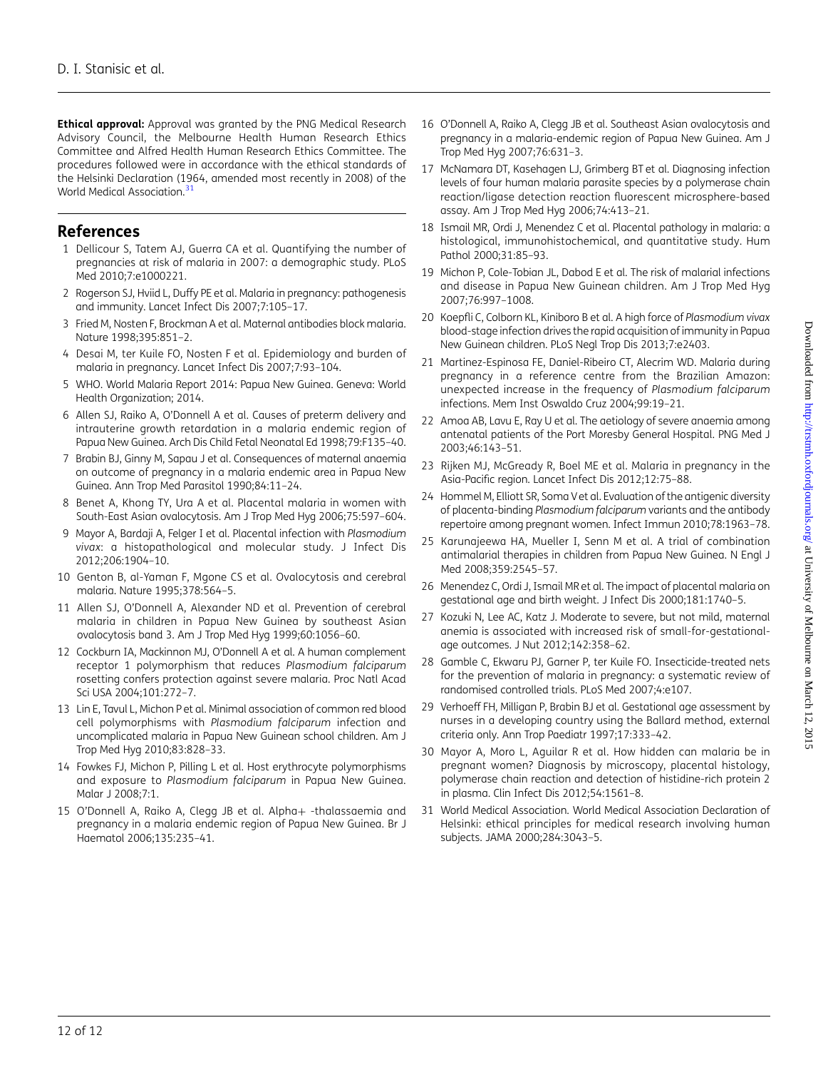**Ethical approval:** Approval was granted by the PNG Medical Research Advisory Council, the Melbourne Health Human Research Ethics Committee and Alfred Health Human Research Ethics Committee. The procedures followed were in accordance with the ethical standards of the Helsinki Declaration (1964, amended most recently in 2008) of the World Medical Association.[31]

## References

1. Dellicour S, Tatem AJ, Guerra CA et al. Quantifying the number of pregnancies at risk of malaria in 2007: a demographic study. PLoS Med 2010;7:e1000221.
2. Rogerson SJ, Hviid L, Duffy PE et al. Malaria in pregnancy: pathogenesis and immunity. Lancet Infect Dis 2007;7:105–17.
3. Fried M, Nosten F, Brockman A et al. Maternal antibodies block malaria. Nature 1998;395:851–2.
4. Desai M, ter Kuile FO, Nosten F et al. Epidemiology and burden of malaria in pregnancy. Lancet Infect Dis 2007;7:93–104.
5. WHO. World Malaria Report 2014: Papua New Guinea. Geneva: World Health Organization; 2014.
6. Allen SJ, Raiko A, O'Donnell A et al. Causes of preterm delivery and intrauterine growth retardation in a malaria endemic region of Papua New Guinea. Arch Dis Child Fetal Neonatal Ed 1998;79:F135–40.
7. Brabin BJ, Ginny M, Sapau J et al. Consequences of maternal anaemia on outcome of pregnancy in a malaria endemic area in Papua New Guinea. Ann Trop Med Parasitol 1990;84:11–24.
8. Benet A, Khong TY, Ura A et al. Placental malaria in women with South-East Asian ovalocytosis. Am J Trop Med Hyg 2006;75:597–604.
9. Mayor A, Bardaji A, Felger I et al. Placental infection with *Plasmodium vivax*: a histopathological and molecular study. J Infect Dis 2012;206:1904–10.
10. Genton B, al-Yaman F, Mgone CS et al. Ovalocytosis and cerebral malaria. Nature 1995;378:564–5.
11. Allen SJ, O'Donnell A, Alexander ND et al. Prevention of cerebral malaria in children in Papua New Guinea by southeast Asian ovalocytosis band 3. Am J Trop Med Hyg 1999;60:1056–60.
12. Cockburn IA, Mackinnon MJ, O'Donnell A et al. A human complement receptor 1 polymorphism that reduces *Plasmodium falciparum* rosetting confers protection against severe malaria. Proc Natl Acad Sci USA 2004;101:272–7.
13. Lin E, Tavul L, Michon P et al. Minimal association of common red blood cell polymorphisms with *Plasmodium falciparum* infection and uncomplicated malaria in Papua New Guinean school children. Am J Trop Med Hyg 2010;83:828–33.
14. Fowkes FJ, Michon P, Pilling L et al. Host erythrocyte polymorphisms and exposure to *Plasmodium falciparum* in Papua New Guinea. Malar J 2008;7:1.
15. O'Donnell A, Raiko A, Clegg JB et al. Alpha+ -thalassaemia and pregnancy in a malaria endemic region of Papua New Guinea. Br J Haematol 2006;135:235–41.
16. O'Donnell A, Raiko A, Clegg JB et al. Southeast Asian ovalocytosis and pregnancy in a malaria-endemic region of Papua New Guinea. Am J Trop Med Hyg 2007;76:631–3.
17. McNamara DT, Kasehagen LJ, Grimberg BT et al. Diagnosing infection levels of four human malaria parasite species by a polymerase chain reaction/ligase detection reaction fluorescent microsphere-based assay. Am J Trop Med Hyg 2006;74:413–21.
18. Ismail MR, Ordi J, Menendez C et al. Placental pathology in malaria: a histological, immunohistochemical, and quantitative study. Hum Pathol 2000;31:85–93.
19. Michon P, Cole-Tobian JL, Dabod E et al. The risk of malarial infections and disease in Papua New Guinean children. Am J Trop Med Hyg 2007;76:997–1008.
20. Koepfli C, Colborn KL, Kiniboro B et al. A high force of *Plasmodium vivax* blood-stage infection drives the rapid acquisition of immunity in Papua New Guinean children. PLoS Negl Trop Dis 2013;7:e2403.
21. Martinez-Espinosa FE, Daniel-Ribeiro CT, Alecrim WD. Malaria during pregnancy in a reference centre from the Brazilian Amazon: unexpected increase in the frequency of *Plasmodium falciparum* infections. Mem Inst Oswaldo Cruz 2004;99:19–21.
22. Amoa AB, Lavu E, Ray U et al. The aetiology of severe anaemia among antenatal patients of the Port Moresby General Hospital. PNG Med J 2003;46:143–51.
23. Rijken MJ, McGready R, Boel ME et al. Malaria in pregnancy in the Asia-Pacific region. Lancet Infect Dis 2012;12:75–88.
24. Hommel M, Elliott SR, Soma V et al. Evaluation of the antigenic diversity of placenta-binding *Plasmodium falciparum* variants and the antibody repertoire among pregnant women. Infect Immun 2010;78:1963–78.
25. Karunajeewa HA, Mueller I, Senn M et al. A trial of combination antimalarial therapies in children from Papua New Guinea. N Engl J Med 2008;359:2545–57.
26. Menendez C, Ordi J, Ismail MR et al. The impact of placental malaria on gestational age and birth weight. J Infect Dis 2000;181:1740–5.
27. Kozuki N, Lee AC, Katz J. Moderate to severe, but not mild, maternal anemia is associated with increased risk of small-for-gestational-age outcomes. J Nut 2012;142:358–62.
28. Gamble C, Ekwaru PJ, Garner P, ter Kuile FO. Insecticide-treated nets for the prevention of malaria in pregnancy: a systematic review of randomised controlled trials. PLoS Med 2007;4:e107.
29. Verhoeff FH, Milligan P, Brabin BJ et al. Gestational age assessment by nurses in a developing country using the Ballard method, external criteria only. Ann Trop Paediatr 1997;17:333–42.
30. Mayor A, Moro L, Aguilar R et al. How hidden can malaria be in pregnant women? Diagnosis by microscopy, placental histology, polymerase chain reaction and detection of histidine-rich protein 2 in plasma. Clin Infect Dis 2012;54:1561–8.
31. World Medical Association. World Medical Association Declaration of Helsinki: ethical principles for medical research involving human subjects. JAMA 2000;284:3043–5.